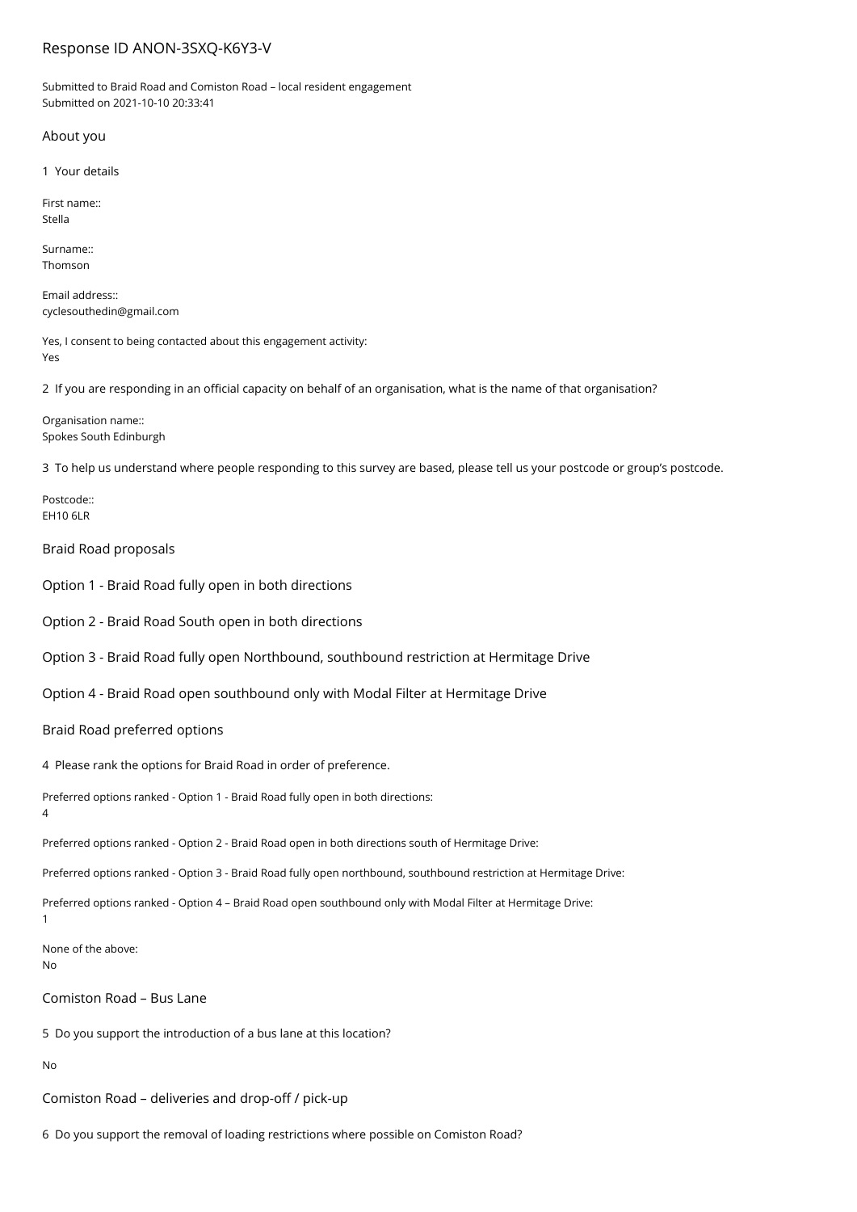# Response ID ANON-3SXQ-K6Y3-V

Submitted to Braid Road and Comiston Road – local resident engagement
Submitted on 2021-10-10 20:33:41

## About you

1 Your details

First name::
Stella

Surname::
Thomson

Email address::
cyclesouthedin@gmail.com

Yes, I consent to being contacted about this engagement activity:
Yes

2 If you are responding in an official capacity on behalf of an organisation, what is the name of that organisation?

Organisation name::
Spokes South Edinburgh

3 To help us understand where people responding to this survey are based, please tell us your postcode or group's postcode.

Postcode::
EH10 6LR

## Braid Road proposals

## Option 1 - Braid Road fully open in both directions

## Option 2 - Braid Road South open in both directions

## Option 3 - Braid Road fully open Northbound, southbound restriction at Hermitage Drive

## Option 4 - Braid Road open southbound only with Modal Filter at Hermitage Drive

## Braid Road preferred options

4 Please rank the options for Braid Road in order of preference.

Preferred options ranked - Option 1 - Braid Road fully open in both directions:
4

Preferred options ranked - Option 2 - Braid Road open in both directions south of Hermitage Drive:

Preferred options ranked - Option 3 - Braid Road fully open northbound, southbound restriction at Hermitage Drive:

Preferred options ranked - Option 4 – Braid Road open southbound only with Modal Filter at Hermitage Drive:
1

None of the above:
No

## Comiston Road – Bus Lane

5 Do you support the introduction of a bus lane at this location?

No

## Comiston Road – deliveries and drop-off / pick-up

6 Do you support the removal of loading restrictions where possible on Comiston Road?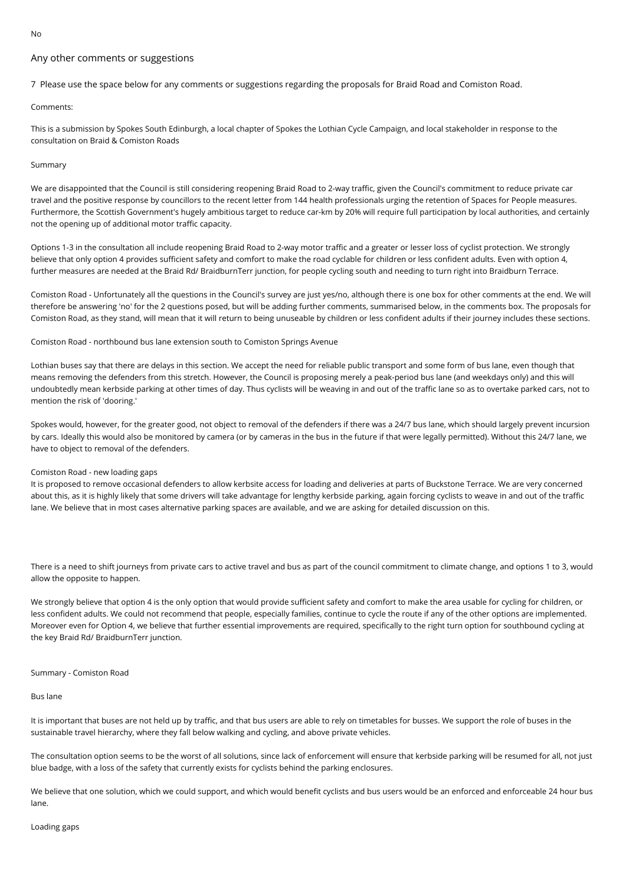No

## Any other comments or suggestions

7 Please use the space below for any comments or suggestions regarding the proposals for Braid Road and Comiston Road.

Comments:

This is a submission by Spokes South Edinburgh, a local chapter of Spokes the Lothian Cycle Campaign, and local stakeholder in response to the consultation on Braid & Comiston Roads

Summary

We are disappointed that the Council is still considering reopening Braid Road to 2-way traffic, given the Council's commitment to reduce private car travel and the positive response by councillors to the recent letter from 144 health professionals urging the retention of Spaces for People measures. Furthermore, the Scottish Government's hugely ambitious target to reduce car-km by 20% will require full participation by local authorities, and certainly not the opening up of additional motor traffic capacity.

Options 1-3 in the consultation all include reopening Braid Road to 2-way motor traffic and a greater or lesser loss of cyclist protection. We strongly believe that only option 4 provides sufficient safety and comfort to make the road cyclable for children or less confident adults. Even with option 4, further measures are needed at the Braid Rd/ BraidburnTerr junction, for people cycling south and needing to turn right into Braidburn Terrace.

Comiston Road - Unfortunately all the questions in the Council's survey are just yes/no, although there is one box for other comments at the end. We will therefore be answering 'no' for the 2 questions posed, but will be adding further comments, summarised below, in the comments box. The proposals for Comiston Road, as they stand, will mean that it will return to being unuseable by children or less confident adults if their journey includes these sections.

Comiston Road - northbound bus lane extension south to Comiston Springs Avenue

Lothian buses say that there are delays in this section. We accept the need for reliable public transport and some form of bus lane, even though that means removing the defenders from this stretch. However, the Council is proposing merely a peak-period bus lane (and weekdays only) and this will undoubtedly mean kerbside parking at other times of day. Thus cyclists will be weaving in and out of the traffic lane so as to overtake parked cars, not to mention the risk of 'dooring.'

Spokes would, however, for the greater good, not object to removal of the defenders if there was a 24/7 bus lane, which should largely prevent incursion by cars. Ideally this would also be monitored by camera (or by cameras in the bus in the future if that were legally permitted). Without this 24/7 lane, we have to object to removal of the defenders.

Comiston Road - new loading gaps
It is proposed to remove occasional defenders to allow kerbsite access for loading and deliveries at parts of Buckstone Terrace. We are very concerned about this, as it is highly likely that some drivers will take advantage for lengthy kerbside parking, again forcing cyclists to weave in and out of the traffic lane. We believe that in most cases alternative parking spaces are available, and we are asking for detailed discussion on this.

There is a need to shift journeys from private cars to active travel and bus as part of the council commitment to climate change, and options 1 to 3, would allow the opposite to happen.

We strongly believe that option 4 is the only option that would provide sufficient safety and comfort to make the area usable for cycling for children, or less confident adults. We could not recommend that people, especially families, continue to cycle the route if any of the other options are implemented. Moreover even for Option 4, we believe that further essential improvements are required, specifically to the right turn option for southbound cycling at the key Braid Rd/ BraidburnTerr junction.

Summary - Comiston Road

Bus lane

It is important that buses are not held up by traffic, and that bus users are able to rely on timetables for busses. We support the role of buses in the sustainable travel hierarchy, where they fall below walking and cycling, and above private vehicles.

The consultation option seems to be the worst of all solutions, since lack of enforcement will ensure that kerbside parking will be resumed for all, not just blue badge, with a loss of the safety that currently exists for cyclists behind the parking enclosures.

We believe that one solution, which we could support, and which would benefit cyclists and bus users would be an enforced and enforceable 24 hour bus lane.

Loading gaps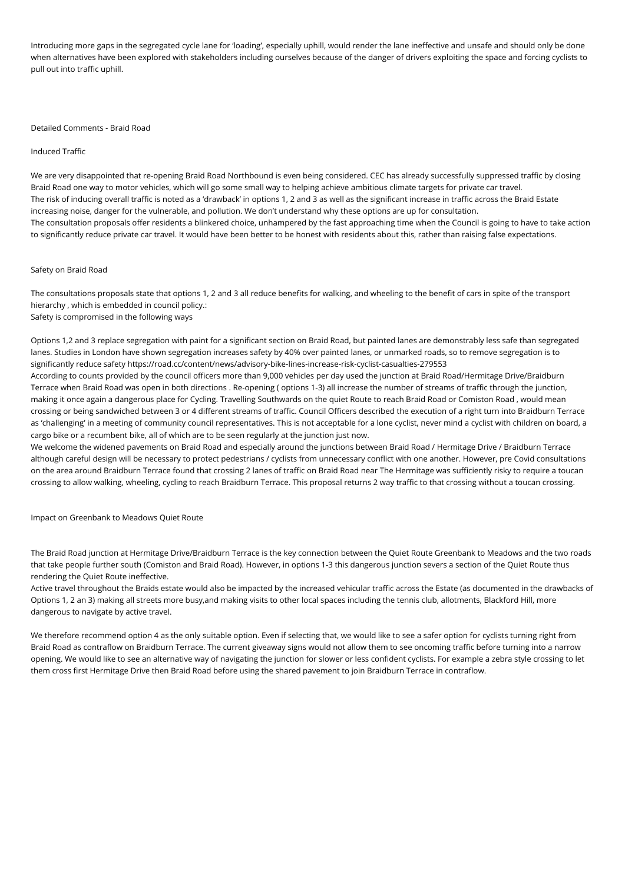Introducing more gaps in the segregated cycle lane for 'loading', especially uphill, would render the lane ineffective and unsafe and should only be done when alternatives have been explored with stakeholders including ourselves because of the danger of drivers exploiting the space and forcing cyclists to pull out into traffic uphill.

## Detailed Comments - Braid Road

### Induced Traffic

We are very disappointed that re-opening Braid Road Northbound is even being considered. CEC has already successfully suppressed traffic by closing Braid Road one way to motor vehicles, which will go some small way to helping achieve ambitious climate targets for private car travel.
The risk of inducing overall traffic is noted as a 'drawback' in options 1, 2 and 3 as well as the significant increase in traffic across the Braid Estate increasing noise, danger for the vulnerable, and pollution. We don't understand why these options are up for consultation.
The consultation proposals offer residents a blinkered choice, unhampered by the fast approaching time when the Council is going to have to take action to significantly reduce private car travel. It would have been better to be honest with residents about this, rather than raising false expectations.

### Safety on Braid Road

The consultations proposals state that options 1, 2 and 3 all reduce benefits for walking, and wheeling to the benefit of cars in spite of the transport hierarchy , which is embedded in council policy.:
Safety is compromised in the following ways

Options 1,2 and 3 replace segregation with paint for a significant section on Braid Road, but painted lanes are demonstrably less safe than segregated lanes. Studies in London have shown segregation increases safety by 40% over painted lanes, or unmarked roads, so to remove segregation is to significantly reduce safety https://road.cc/content/news/advisory-bike-lines-increase-risk-cyclist-casualties-279553
According to counts provided by the council officers more than 9,000 vehicles per day used the junction at Braid Road/Hermitage Drive/Braidburn Terrace when Braid Road was open in both directions . Re-opening ( options 1-3) all increase the number of streams of traffic through the junction, making it once again a dangerous place for Cycling. Travelling Southwards on the quiet Route to reach Braid Road or Comiston Road , would mean crossing or being sandwiched between 3 or 4 different streams of traffic. Council Officers described the execution of a right turn into Braidburn Terrace as 'challenging' in a meeting of community council representatives. This is not acceptable for a lone cyclist, never mind a cyclist with children on board, a cargo bike or a recumbent bike, all of which are to be seen regularly at the junction just now.
We welcome the widened pavements on Braid Road and especially around the junctions between Braid Road / Hermitage Drive / Braidburn Terrace although careful design will be necessary to protect pedestrians / cyclists from unnecessary conflict with one another. However, pre Covid consultations on the area around Braidburn Terrace found that crossing 2 lanes of traffic on Braid Road near The Hermitage was sufficiently risky to require a toucan crossing to allow walking, wheeling, cycling to reach Braidburn Terrace. This proposal returns 2 way traffic to that crossing without a toucan crossing.

### Impact on Greenbank to Meadows Quiet Route

The Braid Road junction at Hermitage Drive/Braidburn Terrace is the key connection between the Quiet Route Greenbank to Meadows and the two roads that take people further south (Comiston and Braid Road). However, in options 1-3 this dangerous junction severs a section of the Quiet Route thus rendering the Quiet Route ineffective.
Active travel throughout the Braids estate would also be impacted by the increased vehicular traffic across the Estate (as documented in the drawbacks of Options 1, 2 an 3) making all streets more busy,and making visits to other local spaces including the tennis club, allotments, Blackford Hill, more dangerous to navigate by active travel.

We therefore recommend option 4 as the only suitable option. Even if selecting that, we would like to see a safer option for cyclists turning right from Braid Road as contraflow on Braidburn Terrace. The current giveaway signs would not allow them to see oncoming traffic before turning into a narrow opening. We would like to see an alternative way of navigating the junction for slower or less confident cyclists. For example a zebra style crossing to let them cross first Hermitage Drive then Braid Road before using the shared pavement to join Braidburn Terrace in contraflow.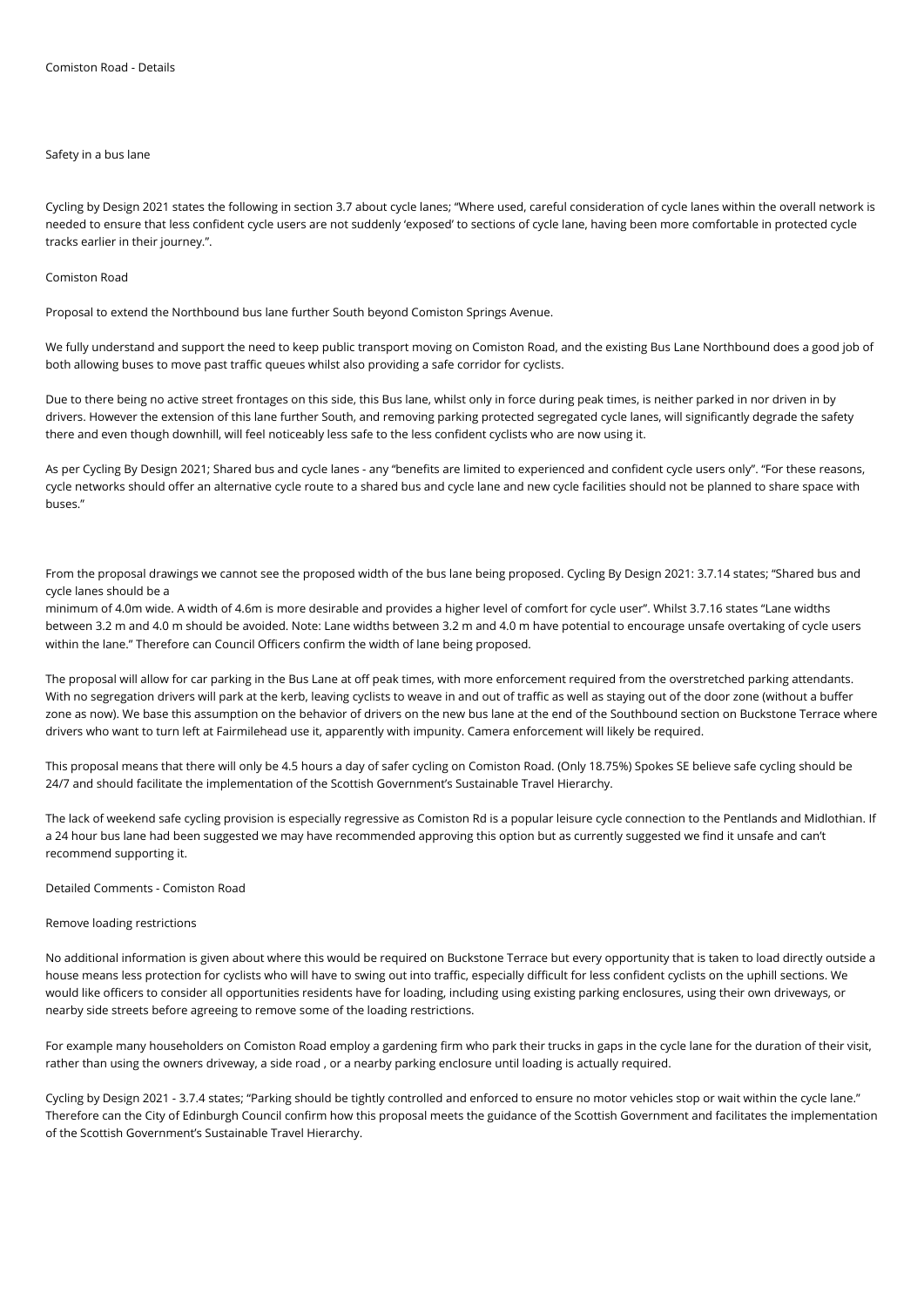Comiston Road - Details

Safety in a bus lane

Cycling by Design 2021 states the following in section 3.7 about cycle lanes; "Where used, careful consideration of cycle lanes within the overall network is needed to ensure that less confident cycle users are not suddenly 'exposed' to sections of cycle lane, having been more comfortable in protected cycle tracks earlier in their journey.".

Comiston Road

Proposal to extend the Northbound bus lane further South beyond Comiston Springs Avenue.

We fully understand and support the need to keep public transport moving on Comiston Road, and the existing Bus Lane Northbound does a good job of both allowing buses to move past traffic queues whilst also providing a safe corridor for cyclists.

Due to there being no active street frontages on this side, this Bus lane, whilst only in force during peak times, is neither parked in nor driven in by drivers. However the extension of this lane further South, and removing parking protected segregated cycle lanes, will significantly degrade the safety there and even though downhill, will feel noticeably less safe to the less confident cyclists who are now using it.

As per Cycling By Design 2021; Shared bus and cycle lanes - any "benefits are limited to experienced and confident cycle users only". "For these reasons, cycle networks should offer an alternative cycle route to a shared bus and cycle lane and new cycle facilities should not be planned to share space with buses."

From the proposal drawings we cannot see the proposed width of the bus lane being proposed. Cycling By Design 2021: 3.7.14 states; "Shared bus and cycle lanes should be a
minimum of 4.0m wide. A width of 4.6m is more desirable and provides a higher level of comfort for cycle user". Whilst 3.7.16 states "Lane widths between 3.2 m and 4.0 m should be avoided. Note: Lane widths between 3.2 m and 4.0 m have potential to encourage unsafe overtaking of cycle users within the lane." Therefore can Council Officers confirm the width of lane being proposed.

The proposal will allow for car parking in the Bus Lane at off peak times, with more enforcement required from the overstretched parking attendants. With no segregation drivers will park at the kerb, leaving cyclists to weave in and out of traffic as well as staying out of the door zone (without a buffer zone as now). We base this assumption on the behavior of drivers on the new bus lane at the end of the Southbound section on Buckstone Terrace where drivers who want to turn left at Fairmilehead use it, apparently with impunity. Camera enforcement will likely be required.

This proposal means that there will only be 4.5 hours a day of safer cycling on Comiston Road. (Only 18.75%) Spokes SE believe safe cycling should be 24/7 and should facilitate the implementation of the Scottish Government's Sustainable Travel Hierarchy.

The lack of weekend safe cycling provision is especially regressive as Comiston Rd is a popular leisure cycle connection to the Pentlands and Midlothian. If a 24 hour bus lane had been suggested we may have recommended approving this option but as currently suggested we find it unsafe and can't recommend supporting it.

Detailed Comments - Comiston Road

Remove loading restrictions

No additional information is given about where this would be required on Buckstone Terrace but every opportunity that is taken to load directly outside a house means less protection for cyclists who will have to swing out into traffic, especially difficult for less confident cyclists on the uphill sections. We would like officers to consider all opportunities residents have for loading, including using existing parking enclosures, using their own driveways, or nearby side streets before agreeing to remove some of the loading restrictions.

For example many householders on Comiston Road employ a gardening firm who park their trucks in gaps in the cycle lane for the duration of their visit, rather than using the owners driveway, a side road , or a nearby parking enclosure until loading is actually required.

Cycling by Design 2021 - 3.7.4 states; "Parking should be tightly controlled and enforced to ensure no motor vehicles stop or wait within the cycle lane." Therefore can the City of Edinburgh Council confirm how this proposal meets the guidance of the Scottish Government and facilitates the implementation of the Scottish Government's Sustainable Travel Hierarchy.